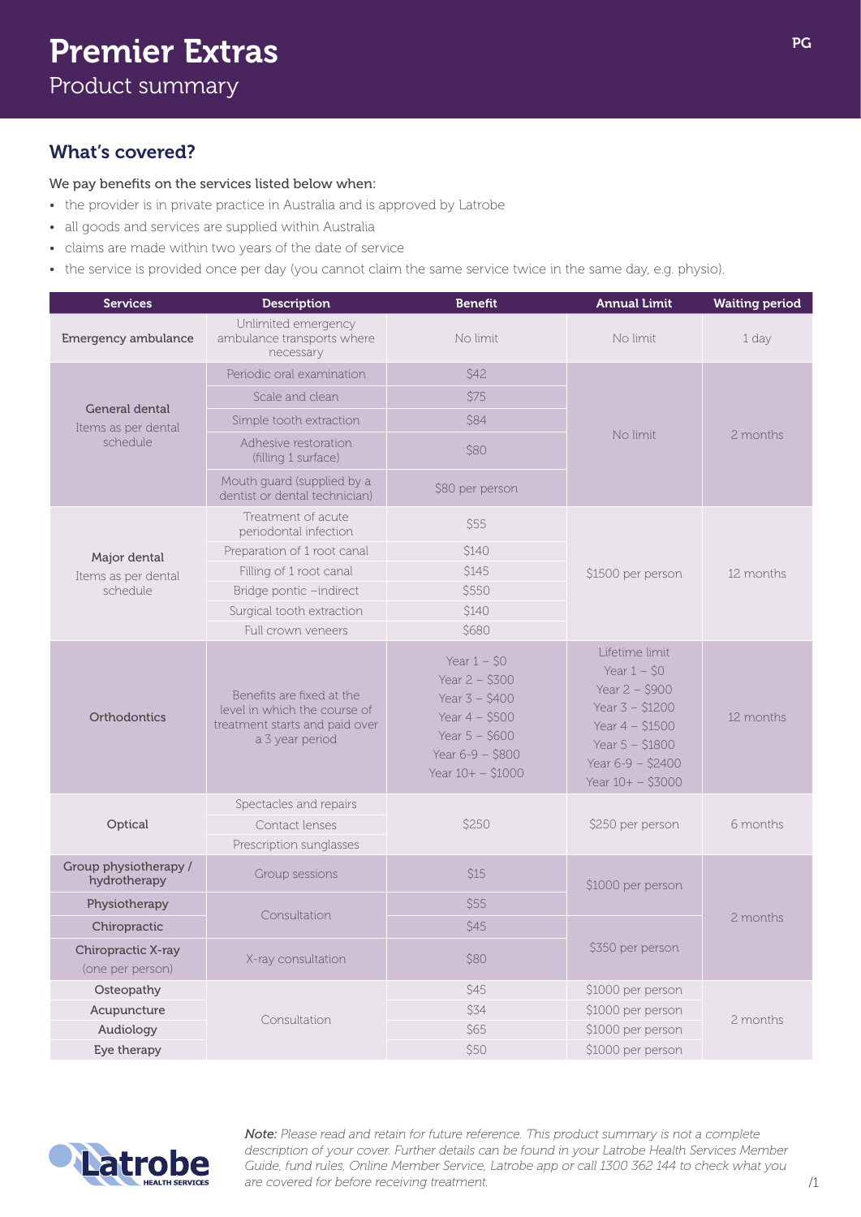# Premier Extras

Product summary

## What's covered?

We pay benefits on the services listed below when:

- the provider is in private practice in Australia and is approved by Latrobe
- all goods and services are supplied within Australia
- claims are made within two years of the date of service
- the service is provided once per day (you cannot claim the same service twice in the same day, e.g. physio).

| Services | Description | Benefit | Annual Limit | Waiting period |
|---|---|---|---|---|
| Emergency ambulance | Unlimited emergency ambulance transports where necessary | No limit | No limit | 1 day |
| General dental<br>Items as per dental schedule | Periodic oral examination | $42 | No limit | 2 months |
| | Scale and clean | $75 | | |
| | Simple tooth extraction | $84 | | |
| | Adhesive restoration (filling 1 surface) | $80 | | |
| | Mouth guard (supplied by a dentist or dental technician) | $80 per person | | |
| Major dental<br>Items as per dental schedule | Treatment of acute periodontal infection | $55 | $1500 per person | 12 months |
| | Preparation of 1 root canal | $140 | | |
| | Filling of 1 root canal | $145 | | |
| | Bridge pontic –indirect | $550 | | |
| | Surgical tooth extraction | $140 | | |
| | Full crown veneers | $680 | | |
| Orthodontics | Benefits are fixed at the level in which the course of treatment starts and paid over a 3 year period | Year 1 – $0<br>Year 2 – $300<br>Year 3 – $400<br>Year 4 – $500<br>Year 5 – $600<br>Year 6-9 – $800<br>Year 10+ – $1000 | Lifetime limit<br>Year 1 – $0<br>Year 2 – $900<br>Year 3 – $1200<br>Year 4 – $1500<br>Year 5 – $1800<br>Year 6-9 – $2400<br>Year 10+ – $3000 | 12 months |
| Optical | Spectacles and repairs<br>Contact lenses<br>Prescription sunglasses | $250 | $250 per person | 6 months |
| Group physiotherapy / hydrotherapy | Group sessions | $15 | $1000 per person | 2 months |
| Physiotherapy | Consultation | $55 | | |
| Chiropractic | Consultation | $45 | $350 per person | |
| Chiropractic X-ray (one per person) | X-ray consultation | $80 | | |
| Osteopathy | Consultation | $45 | $1000 per person | 2 months |
| Acupuncture | Consultation | $34 | $1000 per person | |
| Audiology | Consultation | $65 | $1000 per person | |
| Eye therapy | Consultation | $50 | $1000 per person | |

*Note: Please read and retain for future reference. This product summary is not a complete description of your cover. Further details can be found in your Latrobe Health Services Member Guide, fund rules, Online Member Service, Latrobe app or call 1300 362 144 to check what you are covered for before receiving treatment.*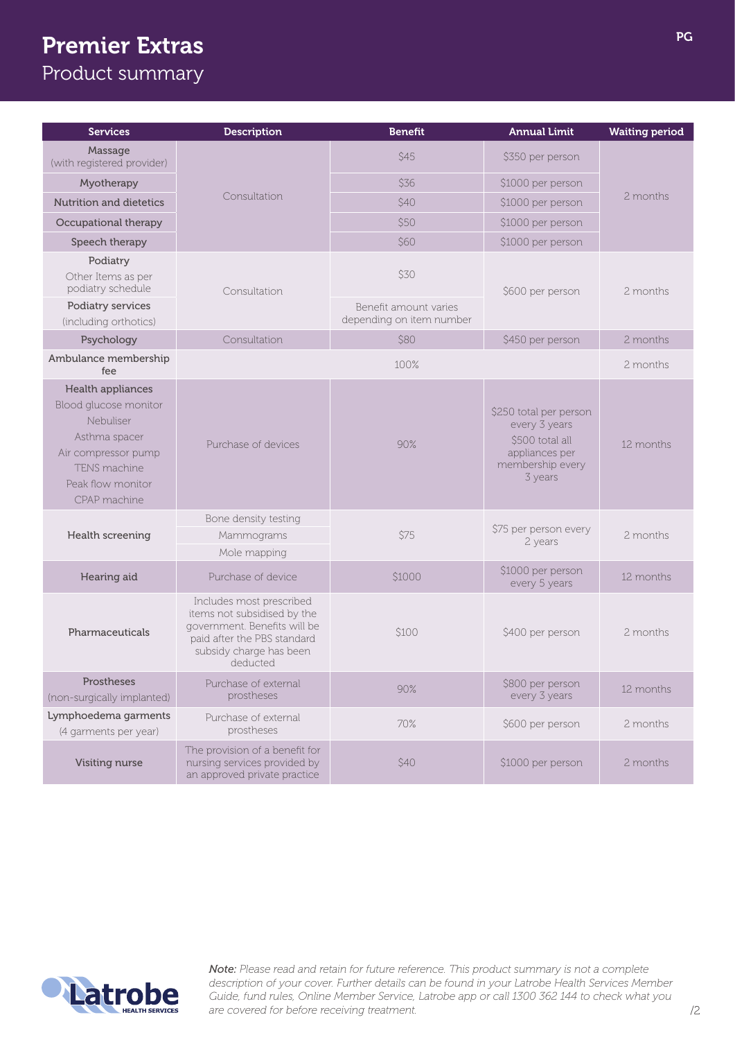# Premier Extras

## Product summary

| Services | Description | Benefit | Annual Limit | Waiting period |
|---|---|---|---|---|
| Massage (with registered provider) | Consultation | $45 | $350 per person | 2 months |
| Myotherapy | | $36 | $1000 per person | |
| Nutrition and dietetics | | $40 | $1000 per person | |
| Occupational therapy | | $50 | $1000 per person | |
| Speech therapy | | $60 | $1000 per person | |
| Podiatry Other Items as per podiatry schedule | Consultation | $30 | $600 per person | 2 months |
| Podiatry services (including orthotics) | | Benefit amount varies depending on item number | | |
| Psychology | Consultation | $80 | $450 per person | 2 months |
| Ambulance membership fee | 100% | | | 2 months |
| Health appliances<br>Blood glucose monitor<br>Nebuliser<br>Asthma spacer<br>Air compressor pump<br>TENS machine<br>Peak flow monitor<br>CPAP machine | Purchase of devices | 90% | $250 total per person every 3 years<br>$500 total all appliances per membership every 3 years | 12 months |
| Health screening | Bone density testing<br>Mammograms<br>Mole mapping | $75 | $75 per person every 2 years | 2 months |
| Hearing aid | Purchase of device | $1000 | $1000 per person every 5 years | 12 months |
| Pharmaceuticals | Includes most prescribed items not subsidised by the government. Benefits will be paid after the PBS standard subsidy charge has been deducted | $100 | $400 per person | 2 months |
| Prostheses (non-surgically implanted) | Purchase of external prostheses | 90% | $800 per person every 3 years | 12 months |
| Lymphoedema garments (4 garments per year) | Purchase of external prostheses | 70% | $600 per person | 2 months |
| Visiting nurse | The provision of a benefit for nursing services provided by an approved private practice | $40 | $1000 per person | 2 months |

*Note: Please read and retain for future reference. This product summary is not a complete description of your cover. Further details can be found in your Latrobe Health Services Member Guide, fund rules, Online Member Service, Latrobe app or call 1300 362 144 to check what you are covered for before receiving treatment.*